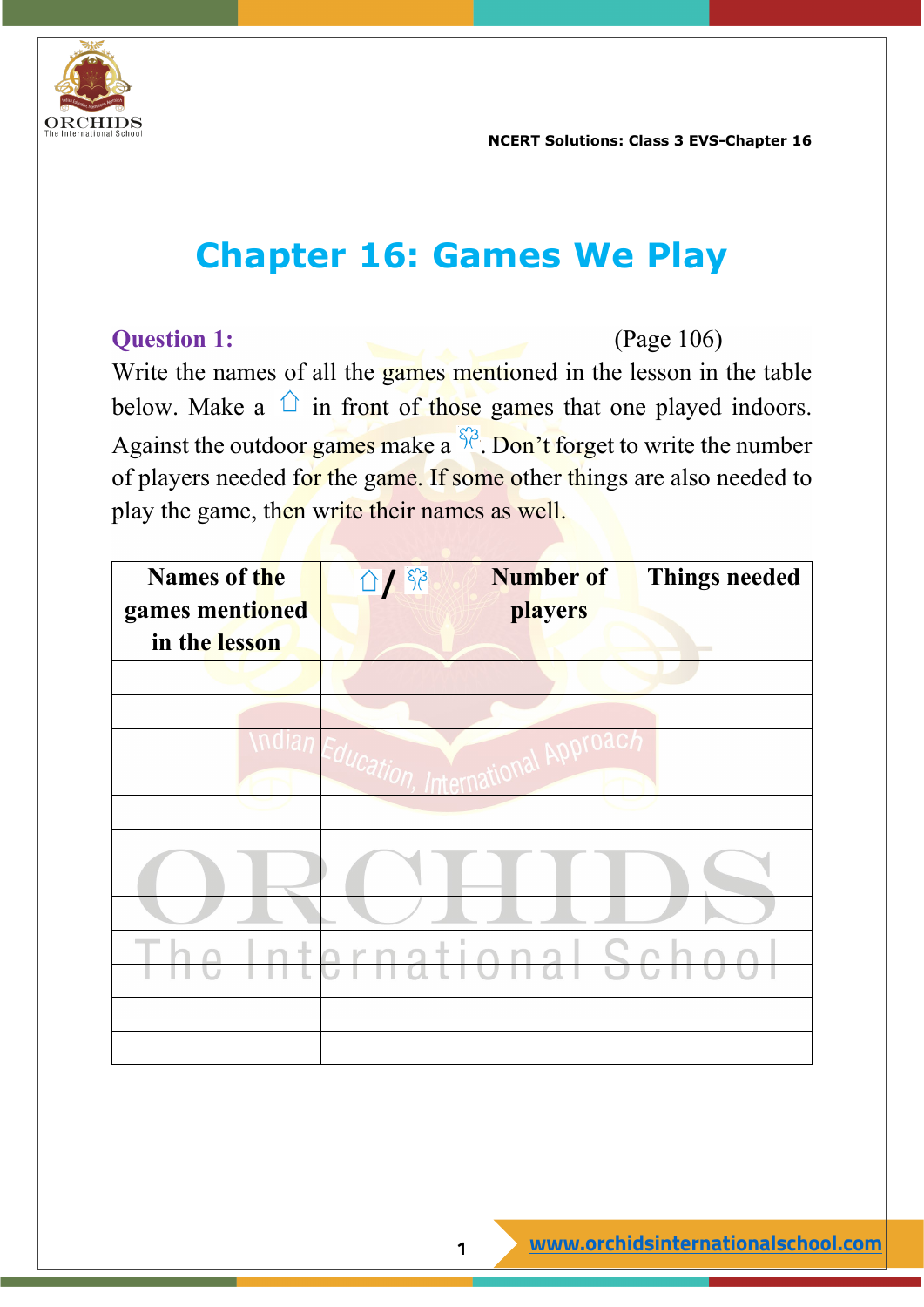# Chapter 16: Games We Play

**Question 1:** (Page 106)

Write the names of all the games mentioned in the lesson in the table below. Make a ⌂ in front of those games that one played indoors. Against the outdoor games make a 🌳. Don't forget to write the number of players needed for the game. If some other things are also needed to play the game, then write their names as well.

| Names of the games mentioned in the lesson | ⌂ / 🌳 | Number of players | Things needed |
|---|---|---|---|
| | | | |
| | | | |
| | | | |
| | | | |
| | | | |
| | | | |
| | | | |
| | | | |
| | | | |
| | | | |
| | | | |
| | | | |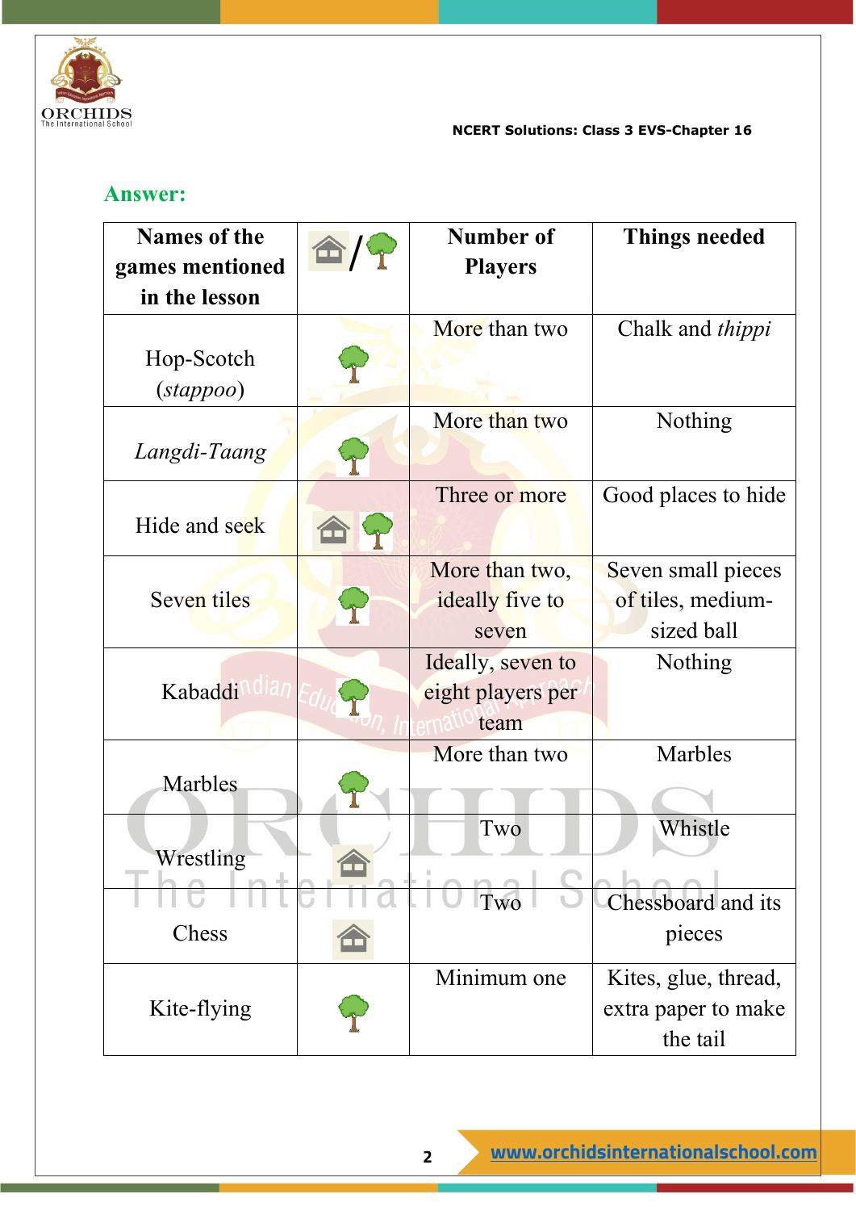**Answer:**

| Names of the games mentioned in the lesson | 🏠/🌳 | Number of Players | Things needed |
|---|---|---|---|
| Hop-Scotch (*stappoo*) | 🌳 | More than two | Chalk and *thippi* |
| *Langdi-Taang* | 🌳 | More than two | Nothing |
| Hide and seek | 🏠 🌳 | Three or more | Good places to hide |
| Seven tiles | 🌳 | More than two, ideally five to seven | Seven small pieces of tiles, medium-sized ball |
| Kabaddi | 🌳 | Ideally, seven to eight players per team | Nothing |
| Marbles | 🌳 | More than two | Marbles |
| Wrestling | 🏠 | Two | Whistle |
| Chess | 🏠 | Two | Chessboard and its pieces |
| Kite-flying | 🌳 | Minimum one | Kites, glue, thread, extra paper to make the tail |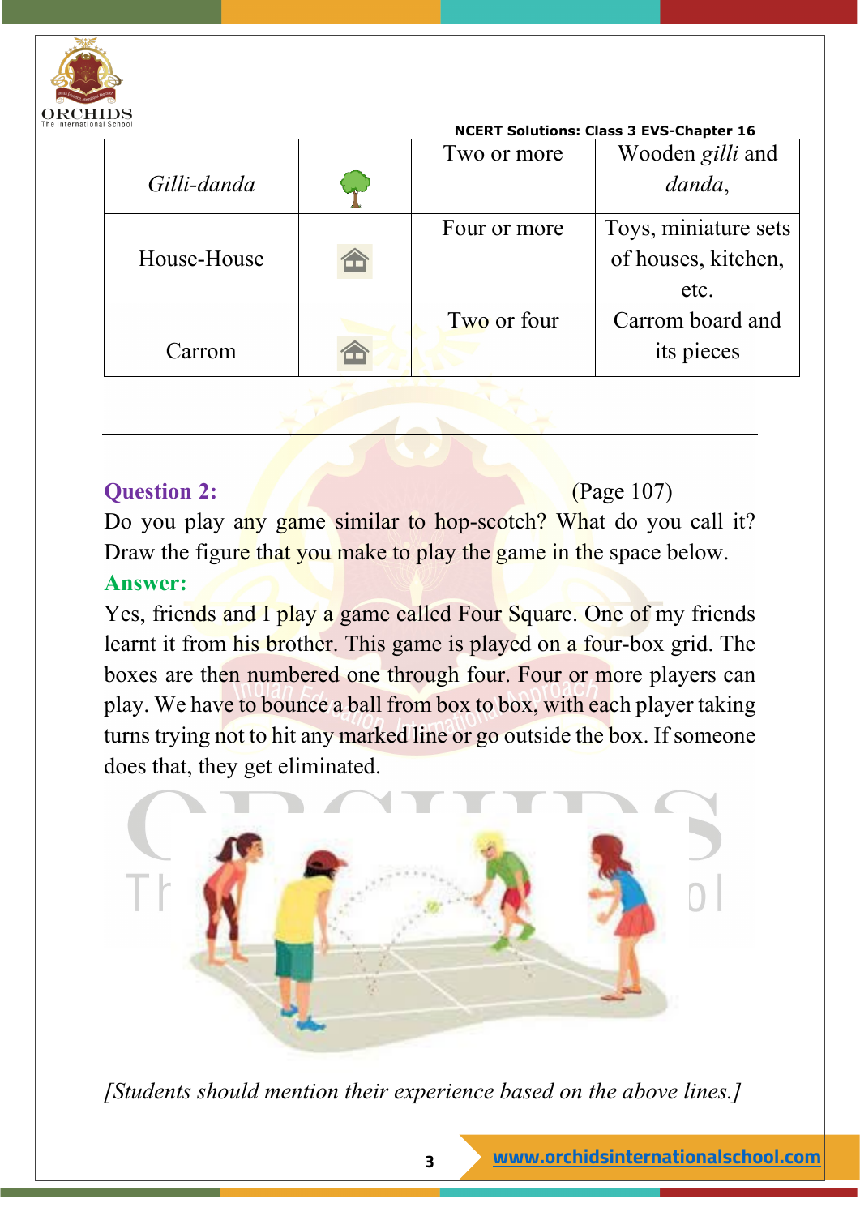| Gilli-danda | | Two or more | Wooden *gilli* and *danda*, |
|---|---|---|---|
| House-House | | Four or more | Toys, miniature sets of houses, kitchen, etc. |
| Carrom | | Two or four | Carrom board and its pieces |

---

**Question 2:** (Page 107)

Do you play any game similar to hop-scotch? What do you call it? Draw the figure that you make to play the game in the space below.

**Answer:**

Yes, friends and I play a game called Four Square. One of my friends learnt it from his brother. This game is played on a four-box grid. The boxes are then numbered one through four. Four or more players can play. We have to bounce a ball from box to box, with each player taking turns trying not to hit any marked line or go outside the box. If someone does that, they get eliminated.

*[Students should mention their experience based on the above lines.]*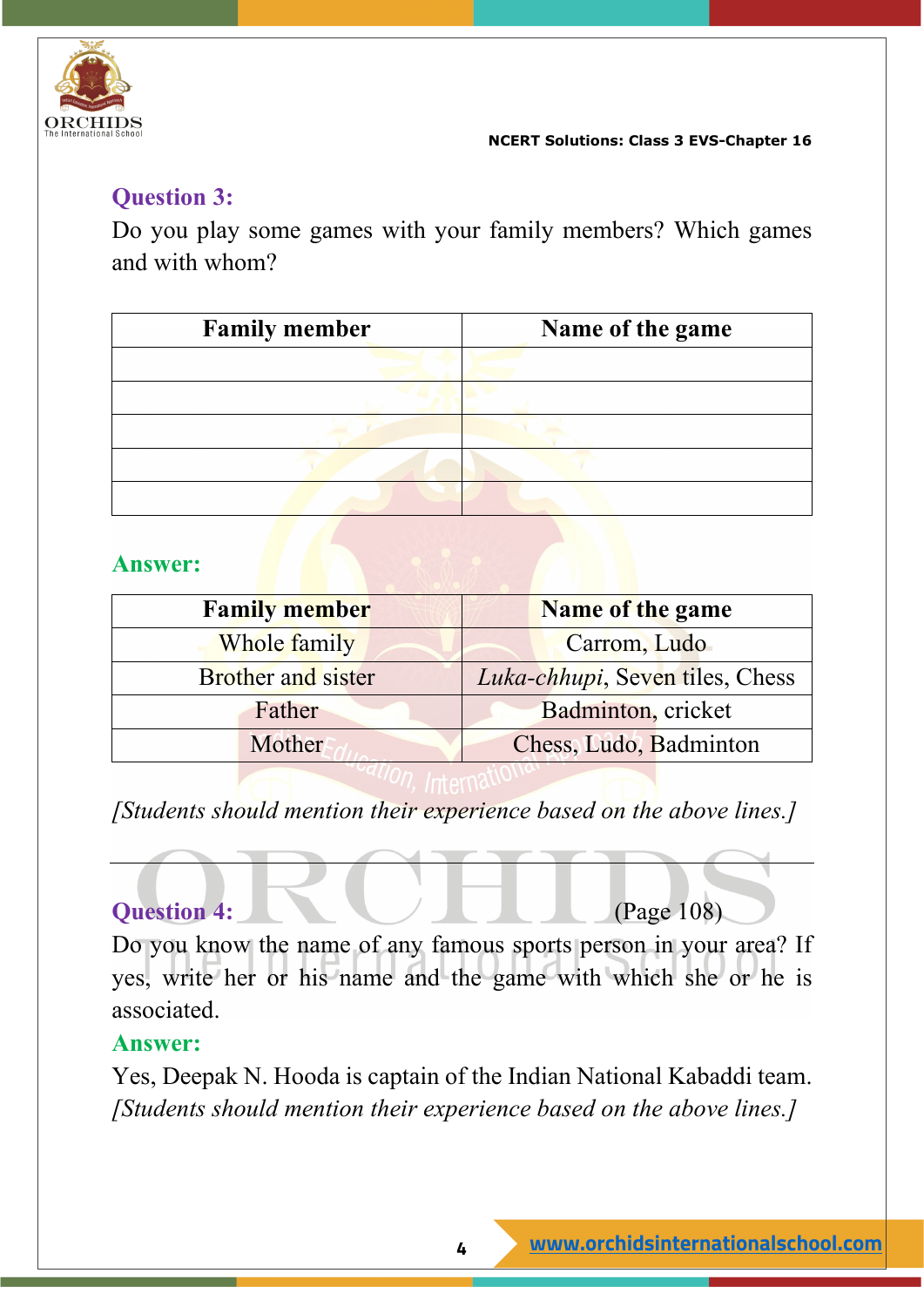### Question 3:

Do you play some games with your family members? Which games and with whom?

| Family member | Name of the game |
|---|---|
| | |
| | |
| | |
| | |
| | |

### Answer:

| Family member | Name of the game |
|---|---|
| Whole family | Carrom, Ludo |
| Brother and sister | *Luka-chhupi*, Seven tiles, Chess |
| Father | Badminton, cricket |
| Mother | Chess, Ludo, Badminton |

*[Students should mention their experience based on the above lines.]*

---

### Question 4: (Page 108)

Do you know the name of any famous sports person in your area? If yes, write her or his name and the game with which she or he is associated.

### Answer:

Yes, Deepak N. Hooda is captain of the Indian National Kabaddi team.

*[Students should mention their experience based on the above lines.]*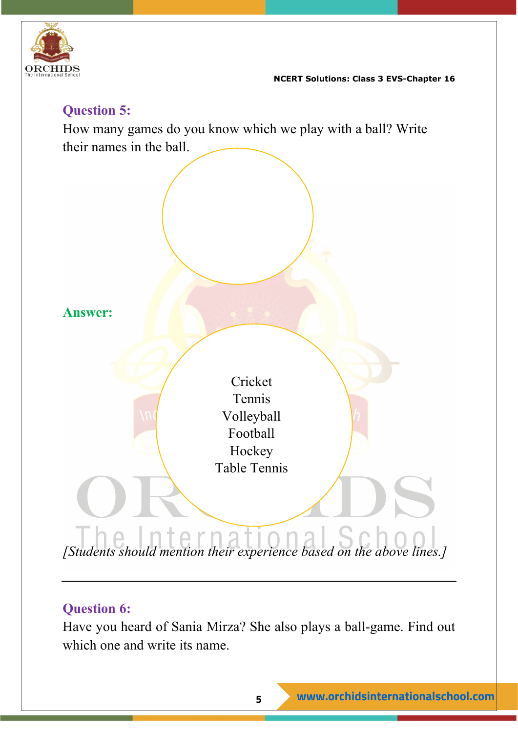**Question 5:**

How many games do you know which we play with a ball? Write their names in the ball.

**Answer:**

Cricket
Tennis
Volleyball
Football
Hockey
Table Tennis

*[Students should mention their experience based on the above lines.]*

---

**Question 6:**

Have you heard of Sania Mirza? She also plays a ball-game. Find out which one and write its name.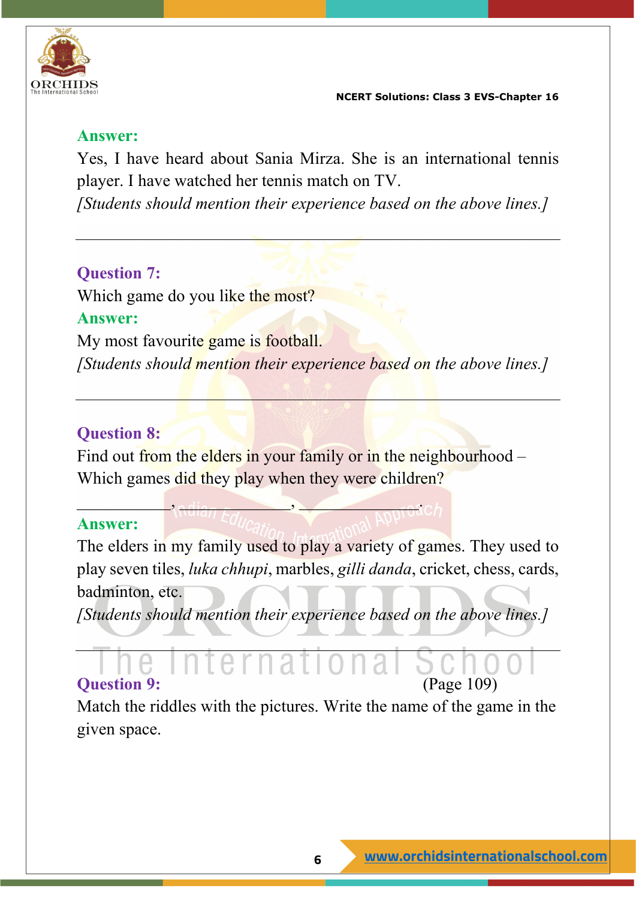**Answer:**

Yes, I have heard about Sania Mirza. She is an international tennis player. I have watched her tennis match on TV.

*[Students should mention their experience based on the above lines.]*

---

**Question 7:**

Which game do you like the most?

**Answer:**

My most favourite game is football.

*[Students should mention their experience based on the above lines.]*

---

**Question 8:**

Find out from the elders in your family or in the neighbourhood – Which games did they play when they were children?

____________, ____________, ____________.

**Answer:**

The elders in my family used to play a variety of games. They used to play seven tiles, *luka chhupi*, marbles, *gilli danda*, cricket, chess, cards, badminton, etc.

*[Students should mention their experience based on the above lines.]*

---

**Question 9:** (Page 109)

Match the riddles with the pictures. Write the name of the game in the given space.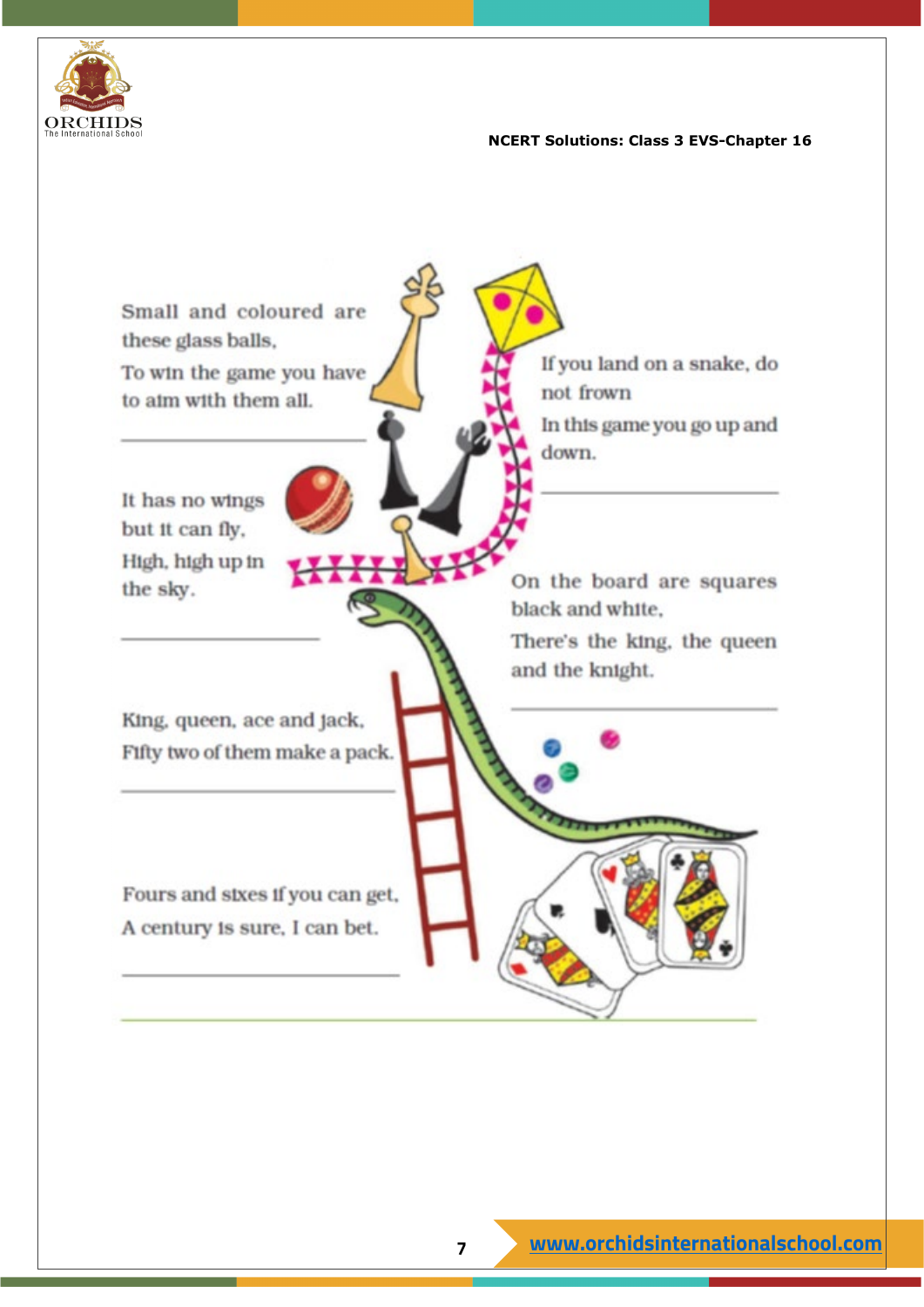Small and coloured are these glass balls,
To win the game you have to aim with them all.

______________________

It has no wings but it can fly,
High, high up in the sky.

______________________

King, queen, ace and jack,
Fifty two of them make a pack.

______________________

Fours and sixes if you can get,
A century is sure, I can bet.

______________________

If you land on a snake, do not frown
In this game you go up and down.

______________________

On the board are squares black and white,
There's the king, the queen and the knight.

______________________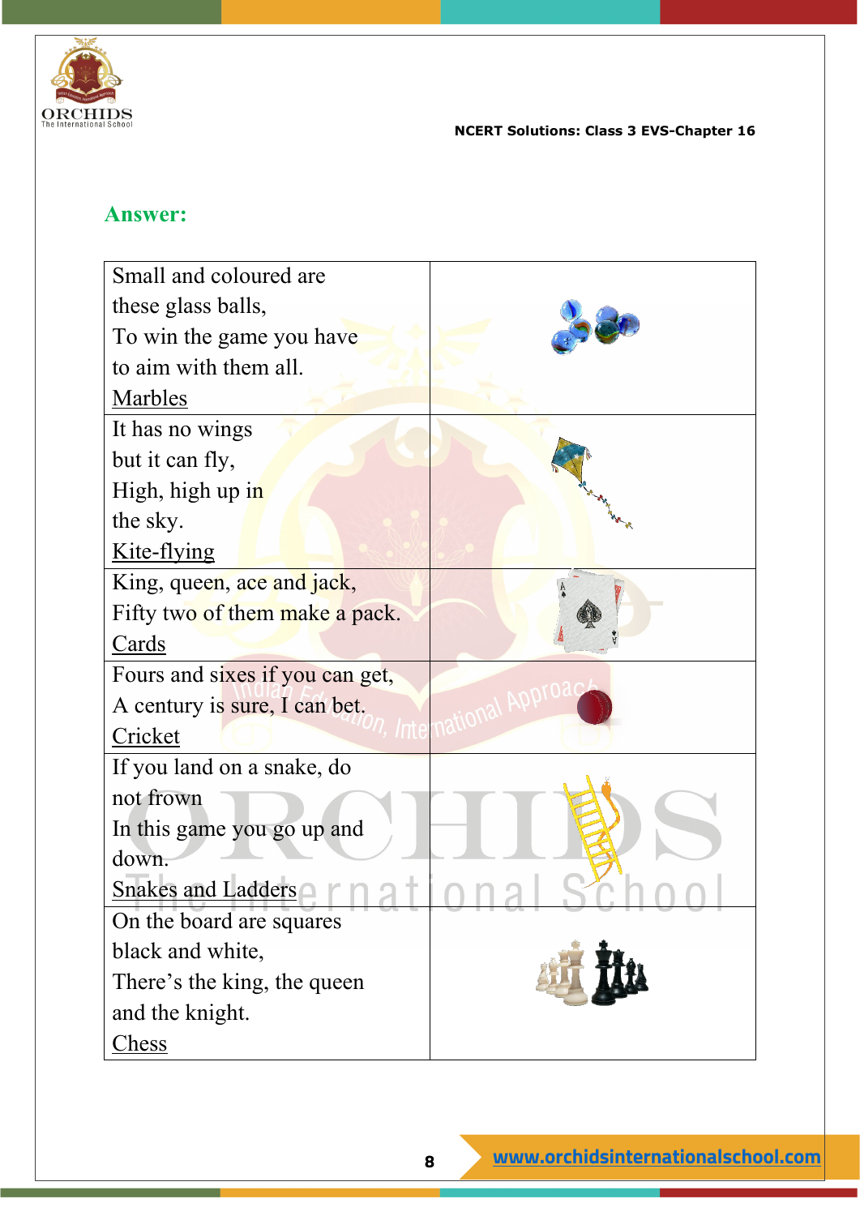**Answer:**

| | |
|---|---|
| Small and coloured are these glass balls, To win the game you have to aim with them all. <u>Marbles</u> | |
| It has no wings but it can fly, High, high up in the sky. <u>Kite-flying</u> | |
| King, queen, ace and jack, Fifty two of them make a pack. <u>Cards</u> | |
| Fours and sixes if you can get, A century is sure, I can bet. <u>Cricket</u> | |
| If you land on a snake, do not frown In this game you go up and down. <u>Snakes and Ladders</u> | |
| On the board are squares black and white, There's the king, the queen and the knight. <u>Chess</u> | |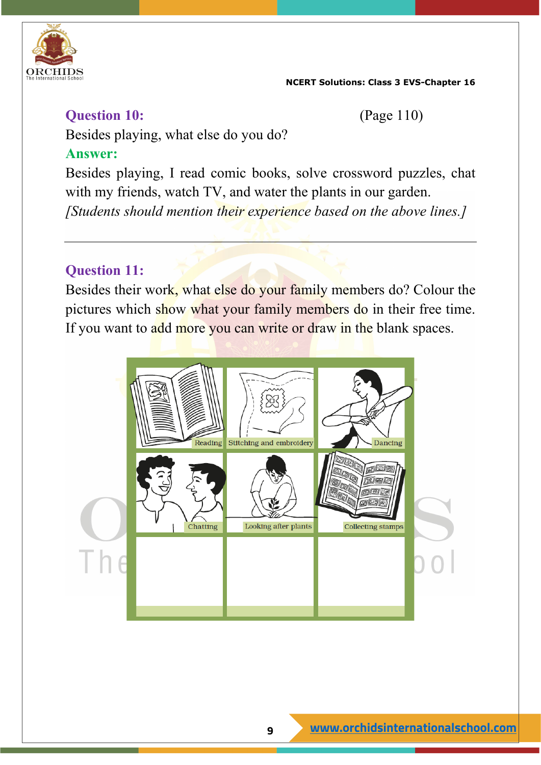**Question 10:** (Page 110)

Besides playing, what else do you do?

**Answer:**

Besides playing, I read comic books, solve crossword puzzles, chat with my friends, watch TV, and water the plants in our garden.

*[Students should mention their experience based on the above lines.]*

---

**Question 11:**

Besides their work, what else do your family members do? Colour the pictures which show what your family members do in their free time. If you want to add more you can write or draw in the blank spaces.

| Reading | Stitching and embroidery | Dancing |
|---|---|---|
| Chatting | Looking after plants | Collecting stamps |
| | | |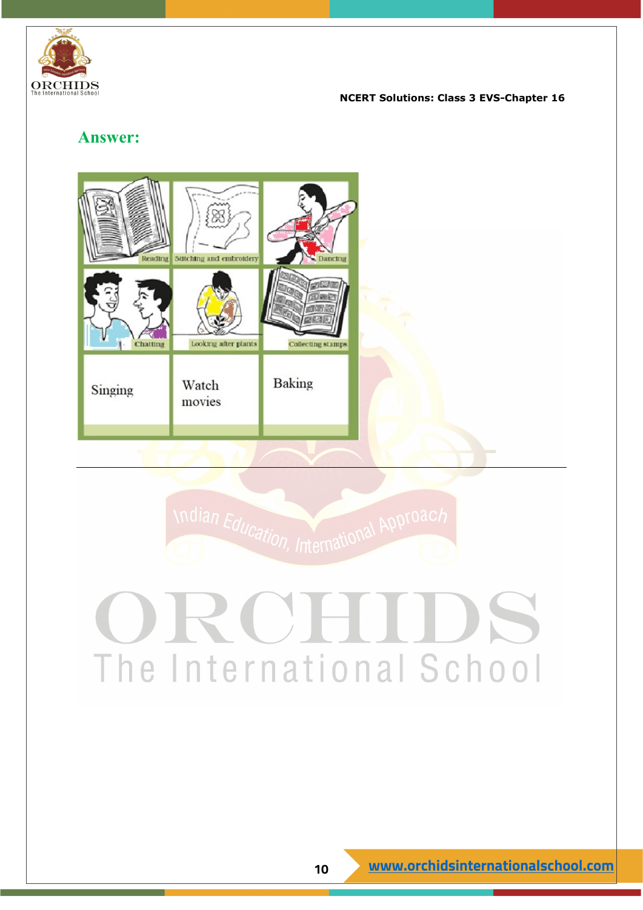## Answer:

| | | |
|---|---|---|
| Reading | Stitching and embroidery | Dancing |
| Chatting | Looking after plants | Collecting stamps |
| Singing | Watch movies | Baking |